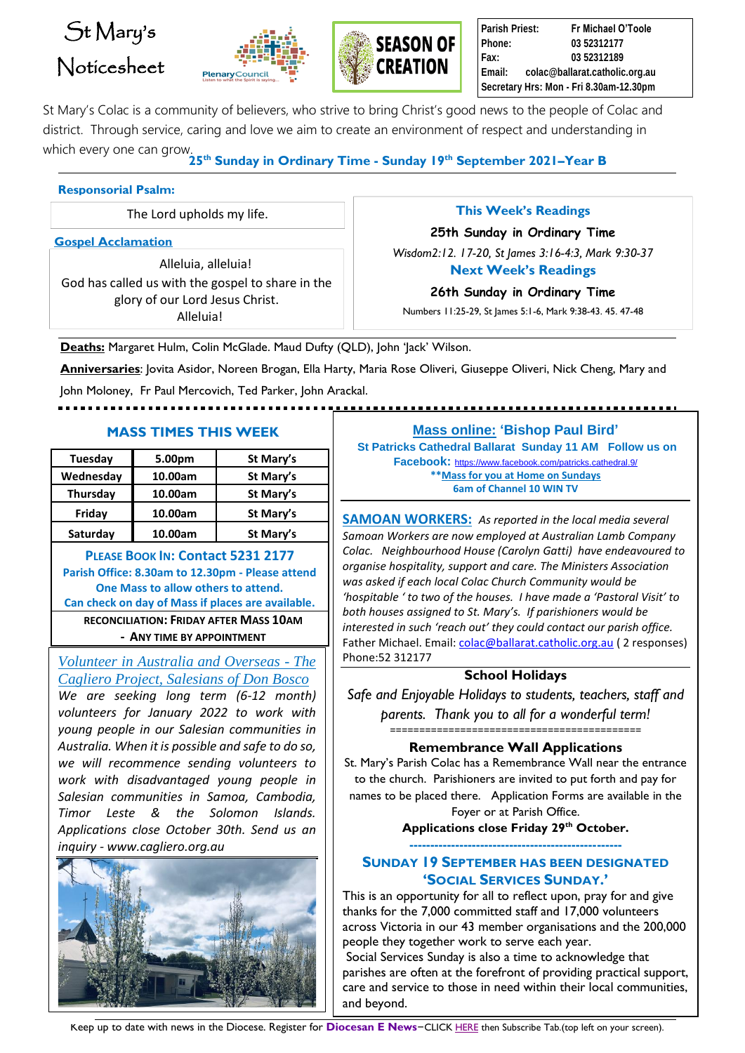# St Mary's Noticesheet

SEASON OF CREATION

| | |
|---|---|
| Parish Priest: | Fr Michael O'Toole |
| Phone: | 03 52312177 |
| Fax: | 03 52312189 |
| Email: | colac@ballarat.catholic.org.au |
| Secretary Hrs: Mon - Fri 8.30am-12.30pm | |

St Mary's Colac is a community of believers, who strive to bring Christ's good news to the people of Colac and district. Through service, caring and love we aim to create an environment of respect and understanding in which every one can grow.

## 25th Sunday in Ordinary Time - Sunday 19th September 2021–Year B

**Responsorial Psalm:**

The Lord upholds my life.

**Gospel Acclamation**

Alleluia, alleluia!
God has called us with the gospel to share in the glory of our Lord Jesus Christ.
Alleluia!

**This Week's Readings**

**25th Sunday in Ordinary Time**

*Wisdom2:12. 17-20, St James 3:16-4:3, Mark 9:30-37*

**Next Week's Readings**

**26th Sunday in Ordinary Time**

Numbers 11:25-29, St James 5:1-6, Mark 9:38-43. 45. 47-48

**Deaths:** Margaret Hulm, Colin McGlade. Maud Dufty (QLD), John 'Jack' Wilson.

**Anniversaries**: Jovita Asidor, Noreen Brogan, Ella Harty, Maria Rose Oliveri, Giuseppe Oliveri, Nick Cheng, Mary and John Moloney, Fr Paul Mercovich, Ted Parker, John Arackal.

## MASS TIMES THIS WEEK

| | | |
|---|---|---|
| Tuesday | 5.00pm | St Mary's |
| Wednesday | 10.00am | St Mary's |
| Thursday | 10.00am | St Mary's |
| Friday | 10.00am | St Mary's |
| Saturday | 10.00am | St Mary's |

**PLEASE BOOK IN: Contact 5231 2177**
**Parish Office: 8.30am to 12.30pm - Please attend One Mass to allow others to attend.**
**Can check on day of Mass if places are available.**

**RECONCILIATION: FRIDAY AFTER MASS 10AM**
**- ANY TIME BY APPOINTMENT**

### Volunteer in Australia and Overseas - The Cagliero Project, Salesians of Don Bosco

*We are seeking long term (6-12 month) volunteers for January 2022 to work with young people in our Salesian communities in Australia. When it is possible and safe to do so, we will recommence sending volunteers to work with disadvantaged young people in Salesian communities in Samoa, Cambodia, Timor Leste & the Solomon Islands. Applications close October 30th. Send us an inquiry - www.cagliero.org.au*

### Mass online: 'Bishop Paul Bird'

**St Patricks Cathedral Ballarat Sunday 11 AM Follow us on Facebook:** https://www.facebook.com/patricks.cathedral.9/
**\*\*Mass for you at Home on Sundays**
**6am of Channel 10 WIN TV**

**SAMOAN WORKERS:** *As reported in the local media several Samoan Workers are now employed at Australian Lamb Company Colac. Neighbourhood House (Carolyn Gatti) have endeavoured to organise hospitality, support and care. The Ministers Association was asked if each local Colac Church Community would be 'hospitable ' to two of the houses. I have made a 'Pastoral Visit' to both houses assigned to St. Mary's. If parishioners would be interested in such 'reach out' they could contact our parish office.* Father Michael. Email: colac@ballarat.catholic.org.au ( 2 responses) Phone:52 312177

### School Holidays

*Safe and Enjoyable Holidays to students, teachers, staff and parents. Thank you to all for a wonderful term!*

### Remembrance Wall Applications

St. Mary's Parish Colac has a Remembrance Wall near the entrance to the church. Parishioners are invited to put forth and pay for names to be placed there. Application Forms are available in the Foyer or at Parish Office.

**Applications close Friday 29th October.**

### SUNDAY 19 SEPTEMBER HAS BEEN DESIGNATED 'SOCIAL SERVICES SUNDAY.'

This is an opportunity for all to reflect upon, pray for and give thanks for the 7,000 committed staff and 17,000 volunteers across Victoria in our 43 member organisations and the 200,000 people they together work to serve each year.

Social Services Sunday is also a time to acknowledge that parishes are often at the forefront of providing practical support, care and service to those in need within their local communities, and beyond.

Keep up to date with news in the Diocese. Register for **Diocesan E News**–CLICK HERE then Subscribe Tab.(top left on your screen).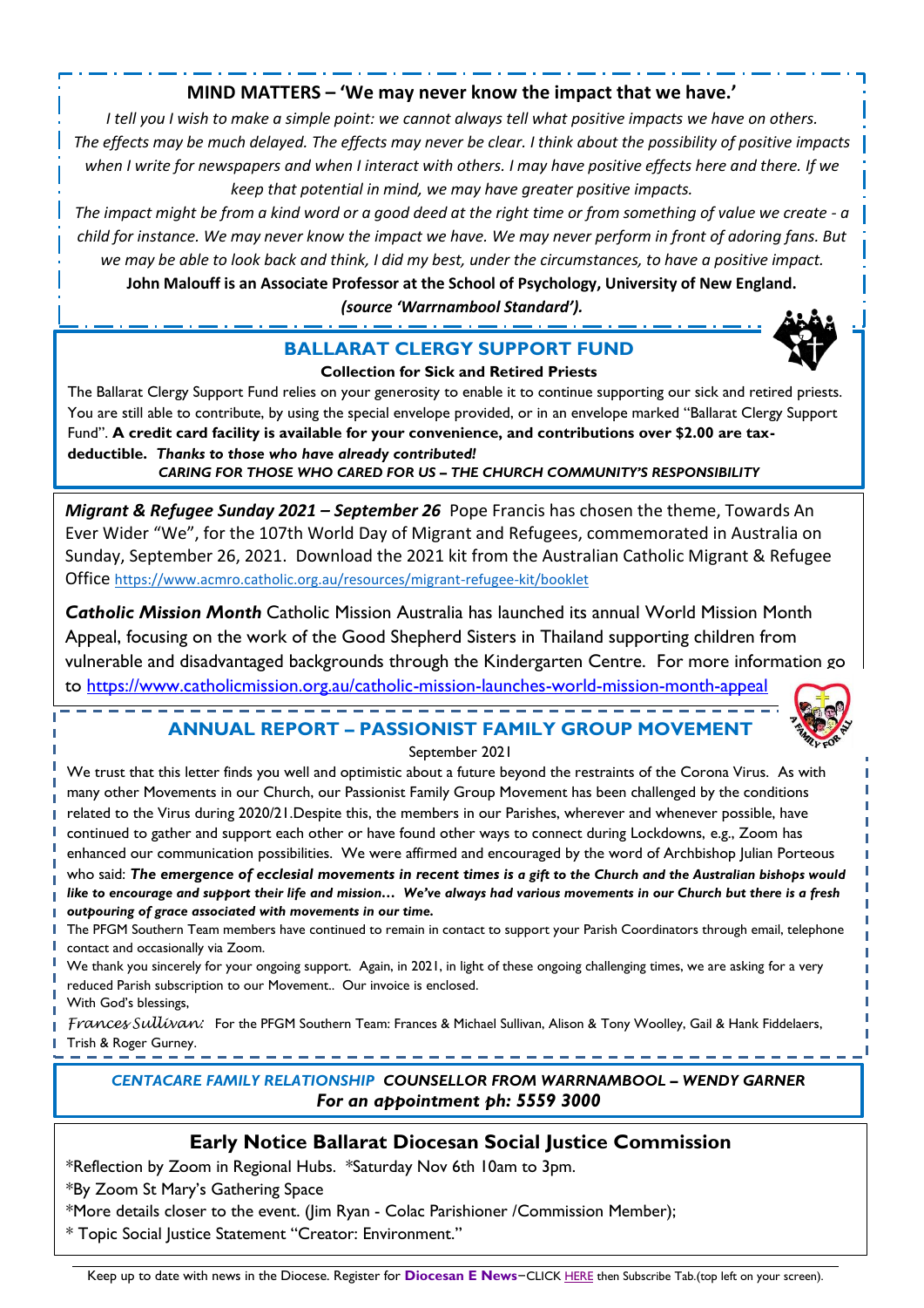## MIND MATTERS – 'We may never know the impact that we have.'

*I tell you I wish to make a simple point: we cannot always tell what positive impacts we have on others. The effects may be much delayed. The effects may never be clear. I think about the possibility of positive impacts when I write for newspapers and when I interact with others. I may have positive effects here and there. If we keep that potential in mind, we may have greater positive impacts.*

*The impact might be from a kind word or a good deed at the right time or from something of value we create - a child for instance. We may never know the impact we have. We may never perform in front of adoring fans. But we may be able to look back and think, I did my best, under the circumstances, to have a positive impact.*

**John Malouff is an Associate Professor at the School of Psychology, University of New England.**

***(source 'Warrnambool Standard').***

## BALLARAT CLERGY SUPPORT FUND

**Collection for Sick and Retired Priests**

The Ballarat Clergy Support Fund relies on your generosity to enable it to continue supporting our sick and retired priests. You are still able to contribute, by using the special envelope provided, or in an envelope marked "Ballarat Clergy Support Fund". **A credit card facility is available for your convenience, and contributions over $2.00 are tax-deductible.** ***Thanks to those who have already contributed!***

***CARING FOR THOSE WHO CARED FOR US – THE CHURCH COMMUNITY'S RESPONSIBILITY***

***Migrant & Refugee Sunday 2021 – September 26*** Pope Francis has chosen the theme, Towards An Ever Wider "We", for the 107th World Day of Migrant and Refugees, commemorated in Australia on Sunday, September 26, 2021. Download the 2021 kit from the Australian Catholic Migrant & Refugee Office https://www.acmro.catholic.org.au/resources/migrant-refugee-kit/booklet

***Catholic Mission Month*** Catholic Mission Australia has launched its annual World Mission Month Appeal, focusing on the work of the Good Shepherd Sisters in Thailand supporting children from vulnerable and disadvantaged backgrounds through the Kindergarten Centre. For more information go to https://www.catholicmission.org.au/catholic-mission-launches-world-mission-month-appeal

## ANNUAL REPORT – PASSIONIST FAMILY GROUP MOVEMENT

September 2021

We trust that this letter finds you well and optimistic about a future beyond the restraints of the Corona Virus. As with many other Movements in our Church, our Passionist Family Group Movement has been challenged by the conditions related to the Virus during 2020/21.Despite this, the members in our Parishes, wherever and whenever possible, have continued to gather and support each other or have found other ways to connect during Lockdowns, e.g., Zoom has enhanced our communication possibilities. We were affirmed and encouraged by the word of Archbishop Julian Porteous who said: ***The emergence of ecclesial movements in recent times is a gift to the Church and the Australian bishops would like to encourage and support their life and mission… We've always had various movements in our Church but there is a fresh outpouring of grace associated with movements in our time.***

The PFGM Southern Team members have continued to remain in contact to support your Parish Coordinators through email, telephone contact and occasionally via Zoom.

We thank you sincerely for your ongoing support. Again, in 2021, in light of these ongoing challenging times, we are asking for a very reduced Parish subscription to our Movement.. Our invoice is enclosed.

With God's blessings,

*Frances Sullivan:* For the PFGM Southern Team: Frances & Michael Sullivan, Alison & Tony Woolley, Gail & Hank Fiddelaers, Trish & Roger Gurney.

***CENTACARE FAMILY RELATIONSHIP COUNSELLOR FROM WARRNAMBOOL – WENDY GARNER***

***For an appointment ph: 5559 3000***

## Early Notice Ballarat Diocesan Social Justice Commission

*Reflection by Zoom in Regional Hubs. *Saturday Nov 6th 10am to 3pm.

*By Zoom St Mary's Gathering Space

*More details closer to the event. (Jim Ryan - Colac Parishioner /Commission Member);

* Topic Social Justice Statement "Creator: Environment."

Keep up to date with news in the Diocese. Register for **Diocesan E News**–CLICK HERE then Subscribe Tab.(top left on your screen).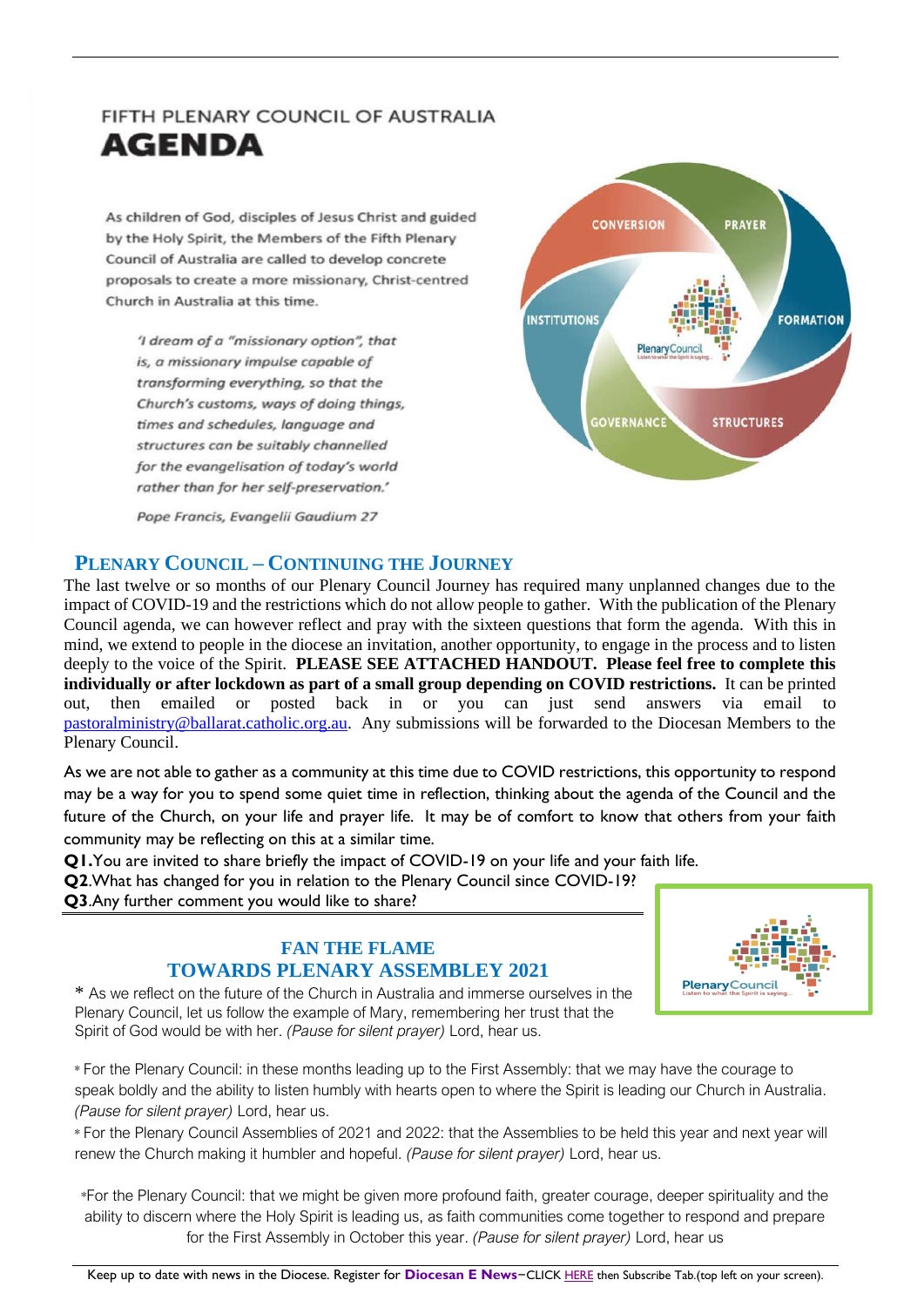FIFTH PLENARY COUNCIL OF AUSTRALIA

# AGENDA

As children of God, disciples of Jesus Christ and guided by the Holy Spirit, the Members of the Fifth Plenary Council of Australia are called to develop concrete proposals to create a more missionary, Christ-centred Church in Australia at this time.

> *'I dream of a "missionary option", that is, a missionary impulse capable of transforming everything, so that the Church's customs, ways of doing things, times and schedules, language and structures can be suitably channelled for the evangelisation of today's world rather than for her self-preservation.'*
>
> *Pope Francis, Evangelii Gaudium 27*

CONVERSION · PRAYER · FORMATION · STRUCTURES · GOVERNANCE · INSTITUTIONS

## PLENARY COUNCIL – CONTINUING THE JOURNEY

The last twelve or so months of our Plenary Council Journey has required many unplanned changes due to the impact of COVID-19 and the restrictions which do not allow people to gather. With the publication of the Plenary Council agenda, we can however reflect and pray with the sixteen questions that form the agenda. With this in mind, we extend to people in the diocese an invitation, another opportunity, to engage in the process and to listen deeply to the voice of the Spirit. **PLEASE SEE ATTACHED HANDOUT. Please feel free to complete this individually or after lockdown as part of a small group depending on COVID restrictions.** It can be printed out, then emailed or posted back in or you can just send answers via email to pastoralministry@ballarat.catholic.org.au. Any submissions will be forwarded to the Diocesan Members to the Plenary Council.

As we are not able to gather as a community at this time due to COVID restrictions, this opportunity to respond may be a way for you to spend some quiet time in reflection, thinking about the agenda of the Council and the future of the Church, on your life and prayer life. It may be of comfort to know that others from your faith community may be reflecting on this at a similar time.

**Q1.** You are invited to share briefly the impact of COVID-19 on your life and your faith life.

**Q2**. What has changed for you in relation to the Plenary Council since COVID-19?

**Q3**. Any further comment you would like to share?

## FAN THE FLAME
## TOWARDS PLENARY ASSEMBLEY 2021

\* As we reflect on the future of the Church in Australia and immerse ourselves in the Plenary Council, let us follow the example of Mary, remembering her trust that the Spirit of God would be with her. *(Pause for silent prayer)* Lord, hear us.

\* For the Plenary Council: in these months leading up to the First Assembly: that we may have the courage to speak boldly and the ability to listen humbly with hearts open to where the Spirit is leading our Church in Australia. *(Pause for silent prayer)* Lord, hear us.

\* For the Plenary Council Assemblies of 2021 and 2022: that the Assemblies to be held this year and next year will renew the Church making it humbler and hopeful. *(Pause for silent prayer)* Lord, hear us.

\*For the Plenary Council: that we might be given more profound faith, greater courage, deeper spirituality and the ability to discern where the Holy Spirit is leading us, as faith communities come together to respond and prepare for the First Assembly in October this year. *(Pause for silent prayer)* Lord, hear us

Keep up to date with news in the Diocese. Register for **Diocesan E News**–CLICK HERE then Subscribe Tab.(top left on your screen).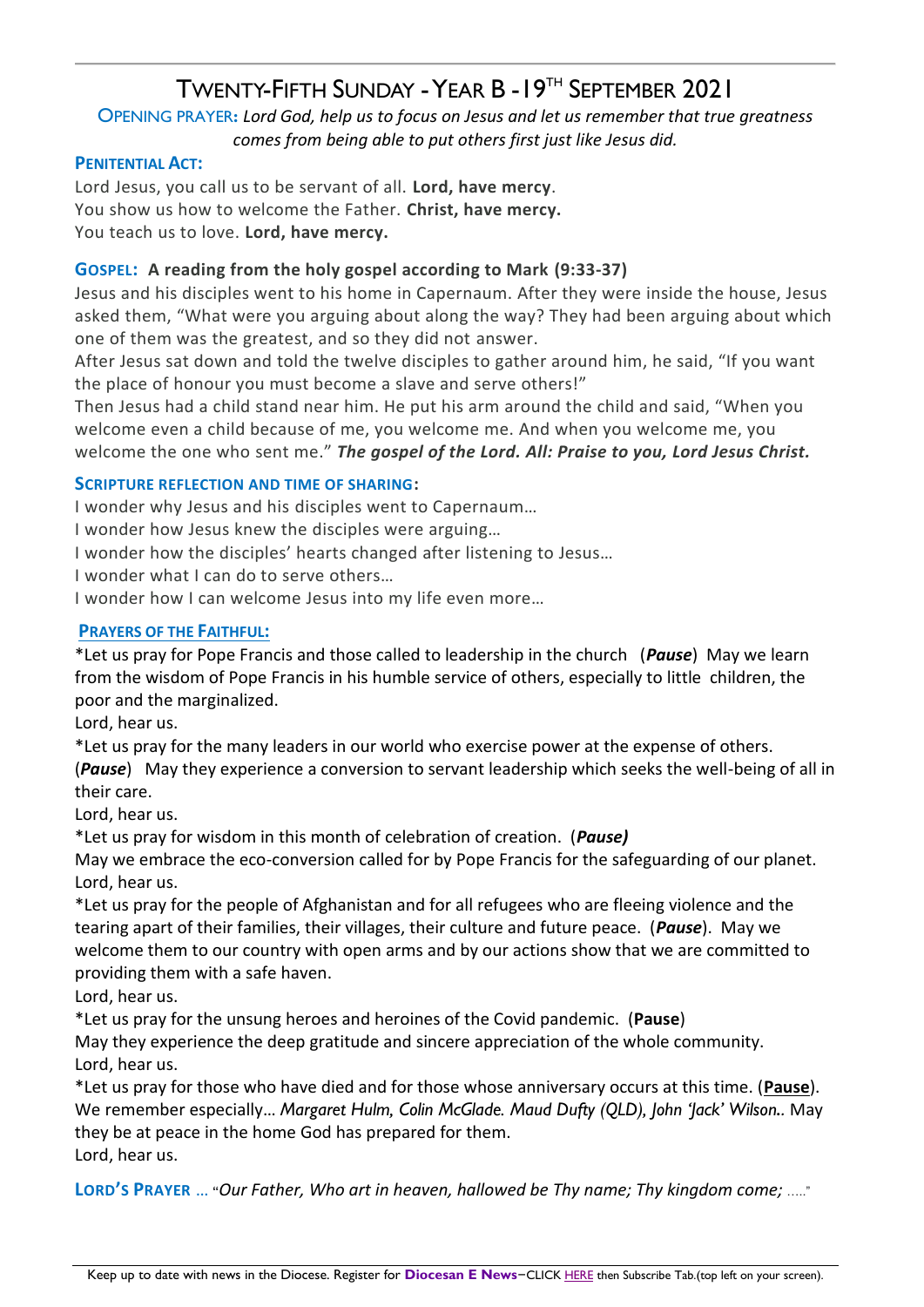# TWENTY-FIFTH SUNDAY - YEAR B - 19TH SEPTEMBER 2021

**OPENING PRAYER:** *Lord God, help us to focus on Jesus and let us remember that true greatness comes from being able to put others first just like Jesus did.*

**PENITENTIAL ACT:**

Lord Jesus, you call us to be servant of all. **Lord, have mercy**.
You show us how to welcome the Father. **Christ, have mercy.**
You teach us to love. **Lord, have mercy.**

**GOSPEL: A reading from the holy gospel according to Mark (9:33-37)**

Jesus and his disciples went to his home in Capernaum. After they were inside the house, Jesus asked them, "What were you arguing about along the way? They had been arguing about which one of them was the greatest, and so they did not answer.

After Jesus sat down and told the twelve disciples to gather around him, he said, "If you want the place of honour you must become a slave and serve others!"

Then Jesus had a child stand near him. He put his arm around the child and said, "When you welcome even a child because of me, you welcome me. And when you welcome me, you welcome the one who sent me." ***The gospel of the Lord. All: Praise to you, Lord Jesus Christ.***

**SCRIPTURE REFLECTION AND TIME OF SHARING:**

I wonder why Jesus and his disciples went to Capernaum…
I wonder how Jesus knew the disciples were arguing…
I wonder how the disciples' hearts changed after listening to Jesus…
I wonder what I can do to serve others…
I wonder how I can welcome Jesus into my life even more…

**PRAYERS OF THE FAITHFUL:**

*Let us pray for Pope Francis and those called to leadership in the church (***Pause***) May we learn from the wisdom of Pope Francis in his humble service of others, especially to little children, the poor and the marginalized.
Lord, hear us.

*Let us pray for the many leaders in our world who exercise power at the expense of others. (***Pause***) May they experience a conversion to servant leadership which seeks the well-being of all in their care.
Lord, hear us.

*Let us pray for wisdom in this month of celebration of creation. (***Pause)***
May we embrace the eco-conversion called for by Pope Francis for the safeguarding of our planet.
Lord, hear us.

*Let us pray for the people of Afghanistan and for all refugees who are fleeing violence and the tearing apart of their families, their villages, their culture and future peace. (***Pause***). May we welcome them to our country with open arms and by our actions show that we are committed to providing them with a safe haven.
Lord, hear us.

*Let us pray for the unsung heroes and heroines of the Covid pandemic. (**Pause**)
May they experience the deep gratitude and sincere appreciation of the whole community.
Lord, hear us.

*Let us pray for those who have died and for those whose anniversary occurs at this time. (**Pause**).
We remember especially… *Margaret Hulm, Colin McGlade. Maud Dufty (QLD), John 'Jack' Wilson..* May they be at peace in the home God has prepared for them.
Lord, hear us.

**LORD'S PRAYER** … "*Our Father, Who art in heaven, hallowed be Thy name; Thy kingdom come;* ….."

Keep up to date with news in the Diocese. Register for **Diocesan E News**–CLICK HERE then Subscribe Tab.(top left on your screen).